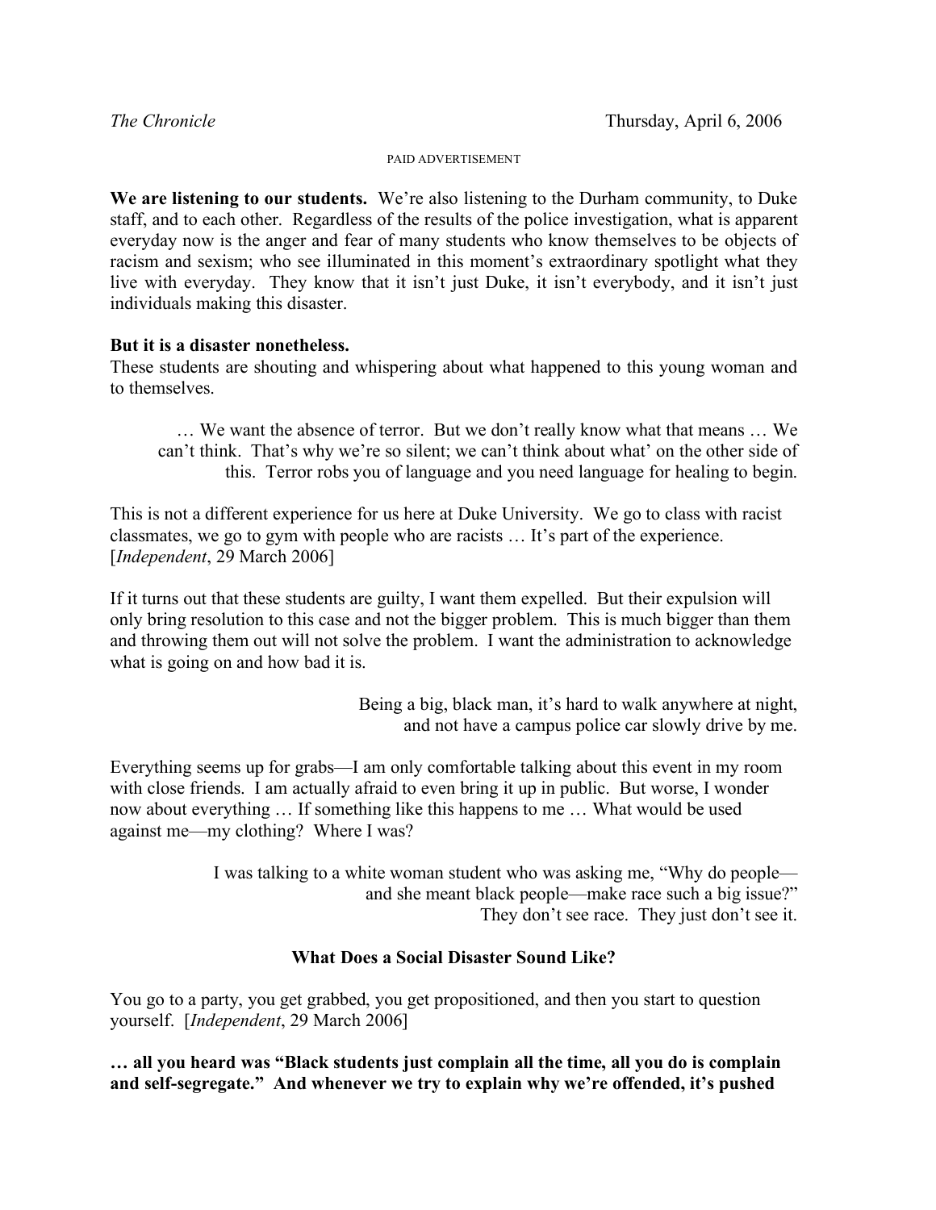*The Chronicle* Thursday, April 6, 2006

PAID ADVERTISEMENT

**We are listening to our students.** We're also listening to the Durham community, to Duke staff, and to each other. Regardless of the results of the police investigation, what is apparent everyday now is the anger and fear of many students who know themselves to be objects of racism and sexism; who see illuminated in this moment's extraordinary spotlight what they live with everyday. They know that it isn't just Duke, it isn't everybody, and it isn't just individuals making this disaster.

**But it is a disaster nonetheless.**

These students are shouting and whispering about what happened to this young woman and to themselves.

> … We want the absence of terror. But we don't really know what that means … We can't think. That's why we're so silent; we can't think about what' on the other side of this. Terror robs you of language and you need language for healing to begin.

This is not a different experience for us here at Duke University. We go to class with racist classmates, we go to gym with people who are racists … It's part of the experience. [*Independent*, 29 March 2006]

If it turns out that these students are guilty, I want them expelled. But their expulsion will only bring resolution to this case and not the bigger problem. This is much bigger than them and throwing them out will not solve the problem. I want the administration to acknowledge what is going on and how bad it is.

> Being a big, black man, it's hard to walk anywhere at night, and not have a campus police car slowly drive by me.

Everything seems up for grabs—I am only comfortable talking about this event in my room with close friends. I am actually afraid to even bring it up in public. But worse, I wonder now about everything … If something like this happens to me … What would be used against me—my clothing? Where I was?

> I was talking to a white woman student who was asking me, "Why do people—and she meant black people—make race such a big issue?" They don't see race. They just don't see it.

### What Does a Social Disaster Sound Like?

You go to a party, you get grabbed, you get propositioned, and then you start to question yourself. [*Independent*, 29 March 2006]

**… all you heard was "Black students just complain all the time, all you do is complain and self-segregate." And whenever we try to explain why we're offended, it's pushed**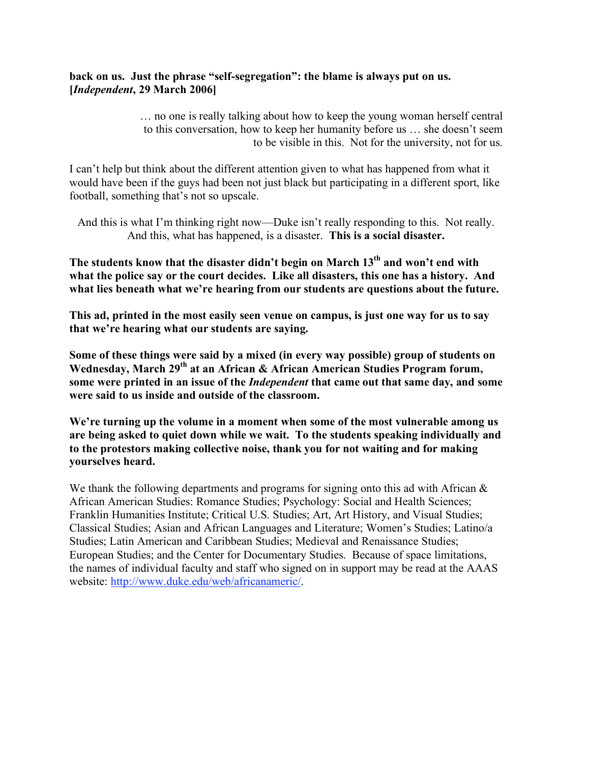**back on us. Just the phrase "self-segregation": the blame is always put on us. [*Independent*, 29 March 2006]**

> … no one is really talking about how to keep the young woman herself central to this conversation, how to keep her humanity before us … she doesn't seem to be visible in this. Not for the university, not for us.

I can't help but think about the different attention given to what has happened from what it would have been if the guys had been not just black but participating in a different sport, like football, something that's not so upscale.

> And this is what I'm thinking right now—Duke isn't really responding to this. Not really. And this, what has happened, is a disaster. **This is a social disaster.**

**The students know that the disaster didn't begin on March 13th and won't end with what the police say or the court decides. Like all disasters, this one has a history. And what lies beneath what we're hearing from our students are questions about the future.**

**This ad, printed in the most easily seen venue on campus, is just one way for us to say that we're hearing what our students are saying.**

**Some of these things were said by a mixed (in every way possible) group of students on Wednesday, March 29th at an African & African American Studies Program forum, some were printed in an issue of the *Independent* that came out that same day, and some were said to us inside and outside of the classroom.**

**We're turning up the volume in a moment when some of the most vulnerable among us are being asked to quiet down while we wait. To the students speaking individually and to the protestors making collective noise, thank you for not waiting and for making yourselves heard.**

We thank the following departments and programs for signing onto this ad with African & African American Studies: Romance Studies; Psychology: Social and Health Sciences; Franklin Humanities Institute; Critical U.S. Studies; Art, Art History, and Visual Studies; Classical Studies; Asian and African Languages and Literature; Women's Studies; Latino/a Studies; Latin American and Caribbean Studies; Medieval and Renaissance Studies; European Studies; and the Center for Documentary Studies. Because of space limitations, the names of individual faculty and staff who signed on in support may be read at the AAAS website: http://www.duke.edu/web/africanameric/.